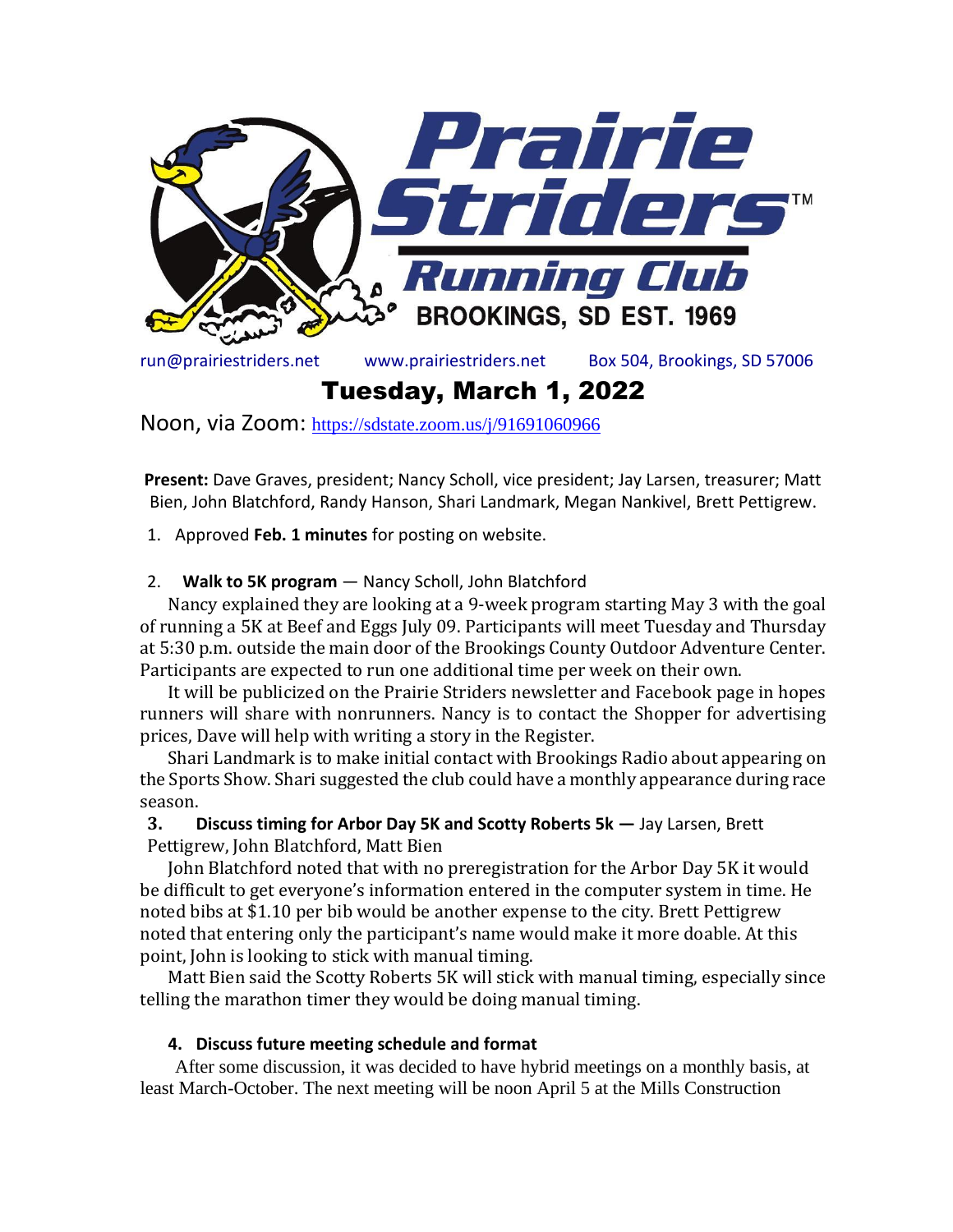# Prairie Striders Running Club

BROOKINGS, SD EST. 1969

run@prairiestriders.net www.prairiestriders.net Box 504, Brookings, SD 57006

## Tuesday, March 1, 2022

Noon, via Zoom: https://sdstate.zoom.us/j/91691060966

**Present:** Dave Graves, president; Nancy Scholl, vice president; Jay Larsen, treasurer; Matt Bien, John Blatchford, Randy Hanson, Shari Landmark, Megan Nankivel, Brett Pettigrew.

1. Approved **Feb. 1 minutes** for posting on website.

2. **Walk to 5K program** — Nancy Scholl, John Blatchford

   Nancy explained they are looking at a 9-week program starting May 3 with the goal of running a 5K at Beef and Eggs July 09. Participants will meet Tuesday and Thursday at 5:30 p.m. outside the main door of the Brookings County Outdoor Adventure Center. Participants are expected to run one additional time per week on their own.

   It will be publicized on the Prairie Striders newsletter and Facebook page in hopes runners will share with nonrunners. Nancy is to contact the Shopper for advertising prices, Dave will help with writing a story in the Register.

   Shari Landmark is to make initial contact with Brookings Radio about appearing on the Sports Show. Shari suggested the club could have a monthly appearance during race season.

3. **Discuss timing for Arbor Day 5K and Scotty Roberts 5k —** Jay Larsen, Brett Pettigrew, John Blatchford, Matt Bien

   John Blatchford noted that with no preregistration for the Arbor Day 5K it would be difficult to get everyone's information entered in the computer system in time. He noted bibs at $1.10 per bib would be another expense to the city. Brett Pettigrew noted that entering only the participant's name would make it more doable. At this point, John is looking to stick with manual timing.

   Matt Bien said the Scotty Roberts 5K will stick with manual timing, especially since telling the marathon timer they would be doing manual timing.

4. **Discuss future meeting schedule and format**

   After some discussion, it was decided to have hybrid meetings on a monthly basis, at least March-October. The next meeting will be noon April 5 at the Mills Construction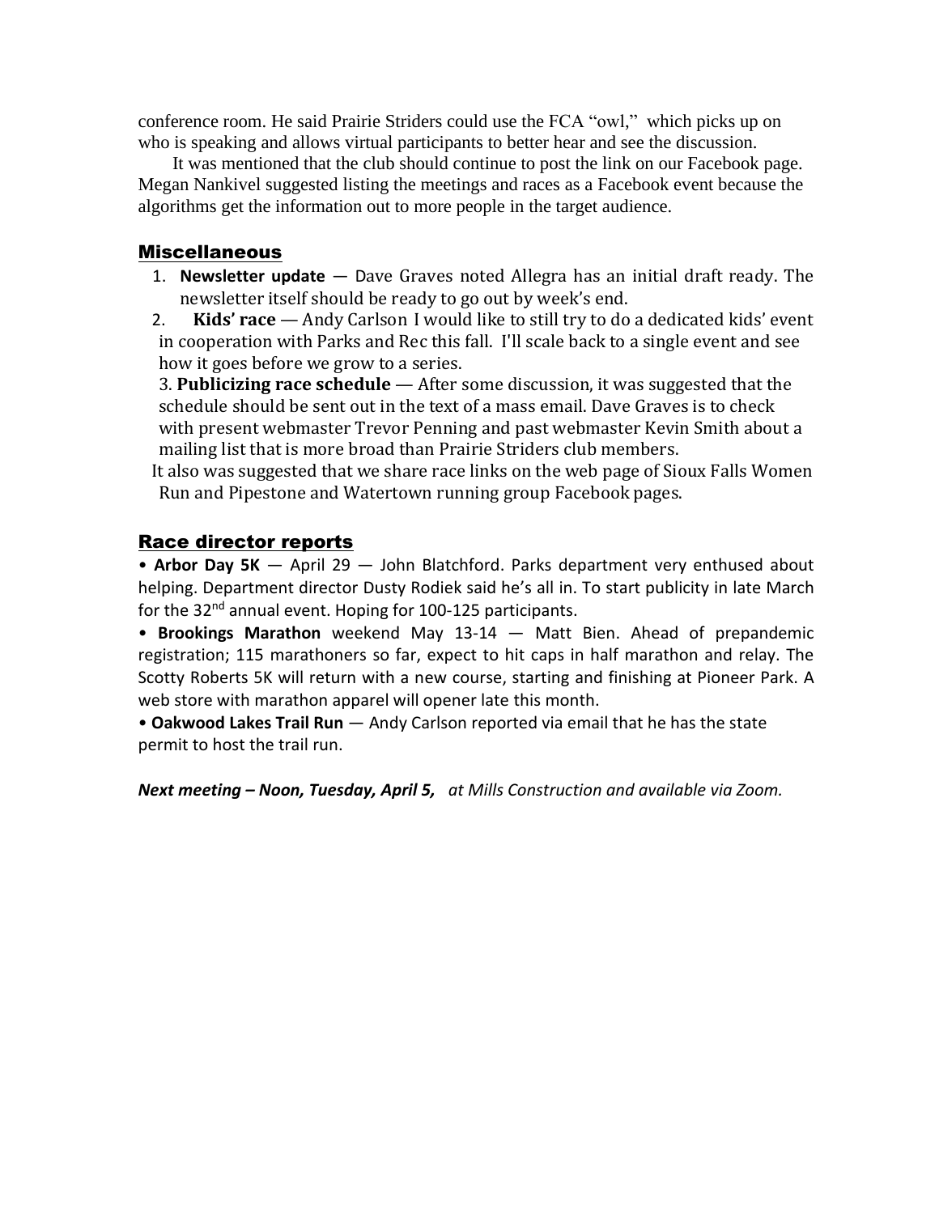conference room. He said Prairie Striders could use the FCA "owl," which picks up on who is speaking and allows virtual participants to better hear and see the discussion.

It was mentioned that the club should continue to post the link on our Facebook page. Megan Nankivel suggested listing the meetings and races as a Facebook event because the algorithms get the information out to more people in the target audience.

## Miscellaneous

1. **Newsletter update** — Dave Graves noted Allegra has an initial draft ready. The newsletter itself should be ready to go out by week's end.
2. **Kids' race** — Andy Carlson I would like to still try to do a dedicated kids' event in cooperation with Parks and Rec this fall. I'll scale back to a single event and see how it goes before we grow to a series.
3. **Publicizing race schedule** — After some discussion, it was suggested that the schedule should be sent out in the text of a mass email. Dave Graves is to check with present webmaster Trevor Penning and past webmaster Kevin Smith about a mailing list that is more broad than Prairie Striders club members.

It also was suggested that we share race links on the web page of Sioux Falls Women Run and Pipestone and Watertown running group Facebook pages.

## Race director reports

• **Arbor Day 5K** — April 29 — John Blatchford. Parks department very enthused about helping. Department director Dusty Rodiek said he's all in. To start publicity in late March for the 32nd annual event. Hoping for 100-125 participants.

• **Brookings Marathon** weekend May 13-14 — Matt Bien. Ahead of prepandemic registration; 115 marathoners so far, expect to hit caps in half marathon and relay. The Scotty Roberts 5K will return with a new course, starting and finishing at Pioneer Park. A web store with marathon apparel will opener late this month.

• **Oakwood Lakes Trail Run** — Andy Carlson reported via email that he has the state permit to host the trail run.

***Next meeting – Noon, Tuesday, April 5,*** *at Mills Construction and available via Zoom.*